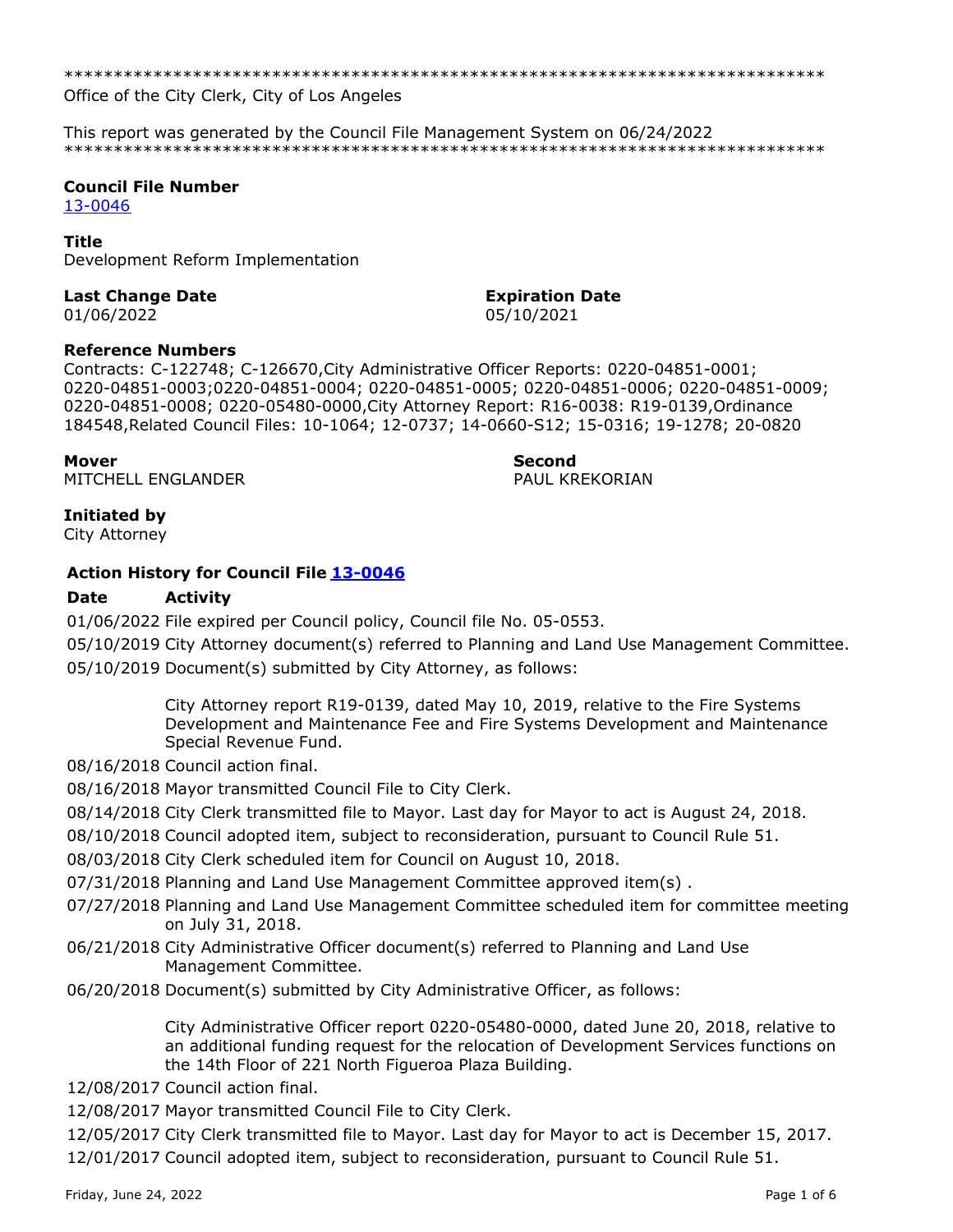******************************************************************************
Office of the City Clerk, City of Los Angeles

This report was generated by the Council File Management System on 06/24/2022
******************************************************************************

**Council File Number**
13-0046

**Title**
Development Reform Implementation

**Last Change Date**
01/06/2022

**Expiration Date**
05/10/2021

**Reference Numbers**
Contracts: C-122748; C-126670,City Administrative Officer Reports: 0220-04851-0001; 0220-04851-0003;0220-04851-0004; 0220-04851-0005; 0220-04851-0006; 0220-04851-0009; 0220-04851-0008; 0220-05480-0000,City Attorney Report: R16-0038: R19-0139,Ordinance 184548,Related Council Files: 10-1064; 12-0737; 14-0660-S12; 15-0316; 19-1278; 20-0820

**Mover**
MITCHELL ENGLANDER

**Second**
PAUL KREKORIAN

**Initiated by**
City Attorney

**Action History for Council File 13-0046**

| Date | Activity |
|---|---|
| 01/06/2022 | File expired per Council policy, Council file No. 05-0553. |
| 05/10/2019 | City Attorney document(s) referred to Planning and Land Use Management Committee. |
| 05/10/2019 | Document(s) submitted by City Attorney, as follows:<br><br>City Attorney report R19-0139, dated May 10, 2019, relative to the Fire Systems Development and Maintenance Fee and Fire Systems Development and Maintenance Special Revenue Fund. |
| 08/16/2018 | Council action final. |
| 08/16/2018 | Mayor transmitted Council File to City Clerk. |
| 08/14/2018 | City Clerk transmitted file to Mayor. Last day for Mayor to act is August 24, 2018. |
| 08/10/2018 | Council adopted item, subject to reconsideration, pursuant to Council Rule 51. |
| 08/03/2018 | City Clerk scheduled item for Council on August 10, 2018. |
| 07/31/2018 | Planning and Land Use Management Committee approved item(s) . |
| 07/27/2018 | Planning and Land Use Management Committee scheduled item for committee meeting on July 31, 2018. |
| 06/21/2018 | City Administrative Officer document(s) referred to Planning and Land Use Management Committee. |
| 06/20/2018 | Document(s) submitted by City Administrative Officer, as follows:<br><br>City Administrative Officer report 0220-05480-0000, dated June 20, 2018, relative to an additional funding request for the relocation of Development Services functions on the 14th Floor of 221 North Figueroa Plaza Building. |
| 12/08/2017 | Council action final. |
| 12/08/2017 | Mayor transmitted Council File to City Clerk. |
| 12/05/2017 | City Clerk transmitted file to Mayor. Last day for Mayor to act is December 15, 2017. |
| 12/01/2017 | Council adopted item, subject to reconsideration, pursuant to Council Rule 51. |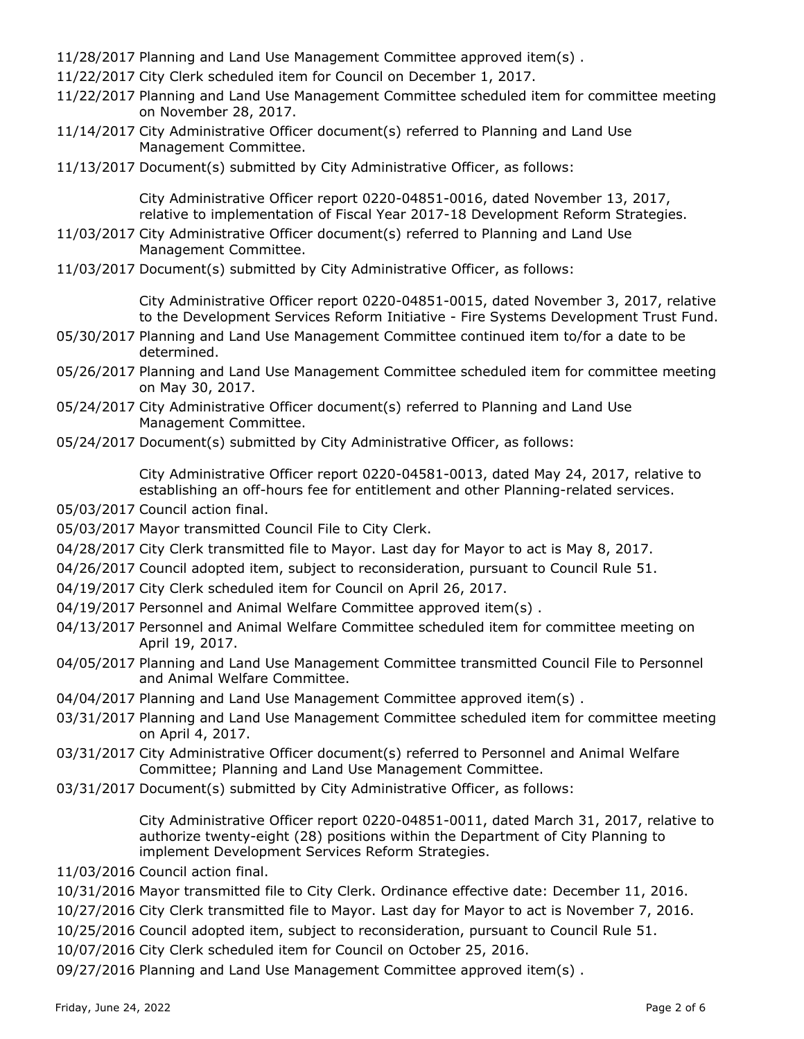11/28/2017 Planning and Land Use Management Committee approved item(s) .

11/22/2017 City Clerk scheduled item for Council on December 1, 2017.

11/22/2017 Planning and Land Use Management Committee scheduled item for committee meeting on November 28, 2017.

11/14/2017 City Administrative Officer document(s) referred to Planning and Land Use Management Committee.

11/13/2017 Document(s) submitted by City Administrative Officer, as follows:

City Administrative Officer report 0220-04851-0016, dated November 13, 2017, relative to implementation of Fiscal Year 2017-18 Development Reform Strategies.

11/03/2017 City Administrative Officer document(s) referred to Planning and Land Use Management Committee.

11/03/2017 Document(s) submitted by City Administrative Officer, as follows:

City Administrative Officer report 0220-04851-0015, dated November 3, 2017, relative to the Development Services Reform Initiative - Fire Systems Development Trust Fund.

05/30/2017 Planning and Land Use Management Committee continued item to/for a date to be determined.

05/26/2017 Planning and Land Use Management Committee scheduled item for committee meeting on May 30, 2017.

05/24/2017 City Administrative Officer document(s) referred to Planning and Land Use Management Committee.

05/24/2017 Document(s) submitted by City Administrative Officer, as follows:

City Administrative Officer report 0220-04581-0013, dated May 24, 2017, relative to establishing an off-hours fee for entitlement and other Planning-related services.

05/03/2017 Council action final.

05/03/2017 Mayor transmitted Council File to City Clerk.

04/28/2017 City Clerk transmitted file to Mayor. Last day for Mayor to act is May 8, 2017.

04/26/2017 Council adopted item, subject to reconsideration, pursuant to Council Rule 51.

04/19/2017 City Clerk scheduled item for Council on April 26, 2017.

04/19/2017 Personnel and Animal Welfare Committee approved item(s) .

04/13/2017 Personnel and Animal Welfare Committee scheduled item for committee meeting on April 19, 2017.

04/05/2017 Planning and Land Use Management Committee transmitted Council File to Personnel and Animal Welfare Committee.

04/04/2017 Planning and Land Use Management Committee approved item(s) .

03/31/2017 Planning and Land Use Management Committee scheduled item for committee meeting on April 4, 2017.

03/31/2017 City Administrative Officer document(s) referred to Personnel and Animal Welfare Committee; Planning and Land Use Management Committee.

03/31/2017 Document(s) submitted by City Administrative Officer, as follows:

City Administrative Officer report 0220-04851-0011, dated March 31, 2017, relative to authorize twenty-eight (28) positions within the Department of City Planning to implement Development Services Reform Strategies.

11/03/2016 Council action final.

10/31/2016 Mayor transmitted file to City Clerk. Ordinance effective date: December 11, 2016.

10/27/2016 City Clerk transmitted file to Mayor. Last day for Mayor to act is November 7, 2016.

10/25/2016 Council adopted item, subject to reconsideration, pursuant to Council Rule 51.

10/07/2016 City Clerk scheduled item for Council on October 25, 2016.

09/27/2016 Planning and Land Use Management Committee approved item(s) .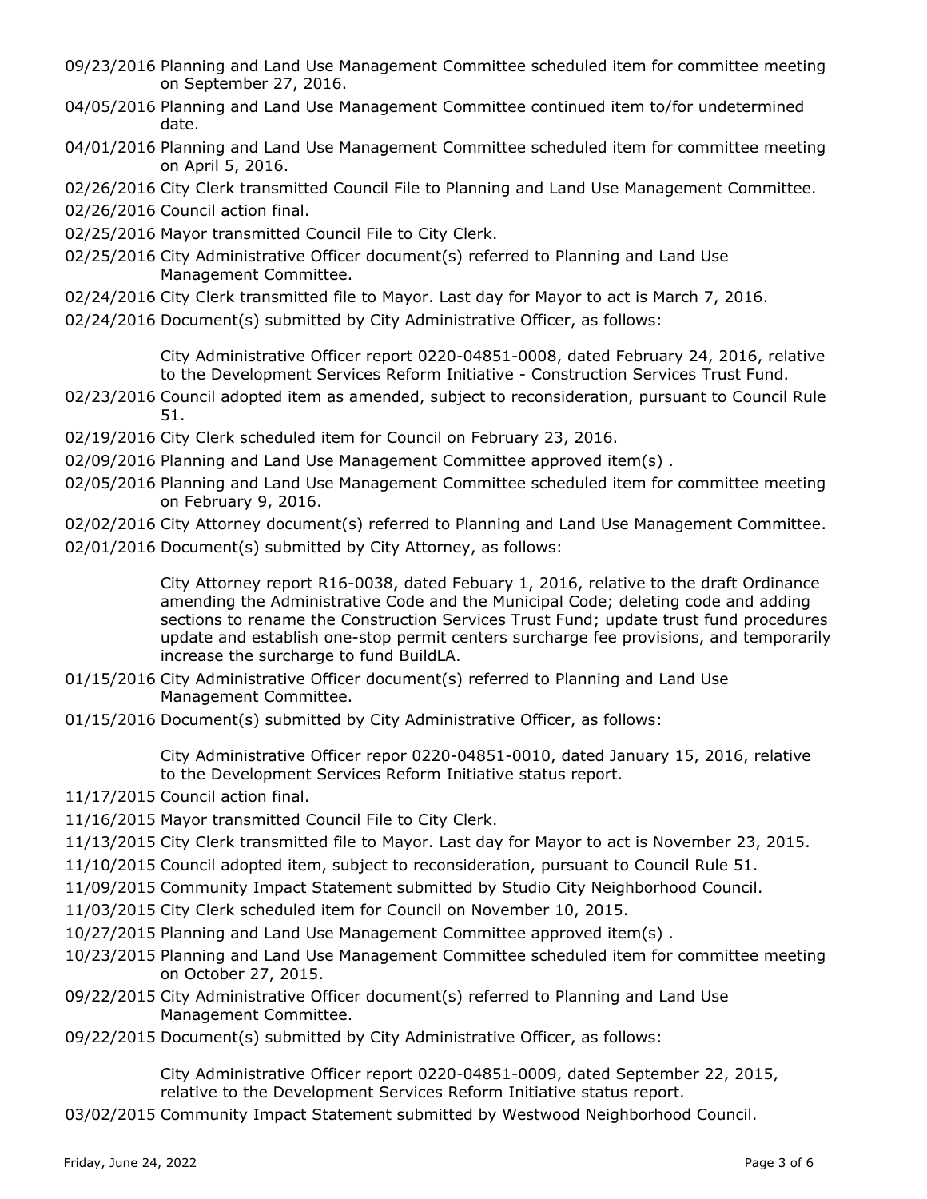09/23/2016 Planning and Land Use Management Committee scheduled item for committee meeting on September 27, 2016.

04/05/2016 Planning and Land Use Management Committee continued item to/for undetermined date.

04/01/2016 Planning and Land Use Management Committee scheduled item for committee meeting on April 5, 2016.

02/26/2016 City Clerk transmitted Council File to Planning and Land Use Management Committee.

02/26/2016 Council action final.

02/25/2016 Mayor transmitted Council File to City Clerk.

02/25/2016 City Administrative Officer document(s) referred to Planning and Land Use Management Committee.

02/24/2016 City Clerk transmitted file to Mayor. Last day for Mayor to act is March 7, 2016.

02/24/2016 Document(s) submitted by City Administrative Officer, as follows:

City Administrative Officer report 0220-04851-0008, dated February 24, 2016, relative to the Development Services Reform Initiative - Construction Services Trust Fund.

02/23/2016 Council adopted item as amended, subject to reconsideration, pursuant to Council Rule 51.

02/19/2016 City Clerk scheduled item for Council on February 23, 2016.

02/09/2016 Planning and Land Use Management Committee approved item(s) .

02/05/2016 Planning and Land Use Management Committee scheduled item for committee meeting on February 9, 2016.

02/02/2016 City Attorney document(s) referred to Planning and Land Use Management Committee.

02/01/2016 Document(s) submitted by City Attorney, as follows:

City Attorney report R16-0038, dated Febuary 1, 2016, relative to the draft Ordinance amending the Administrative Code and the Municipal Code; deleting code and adding sections to rename the Construction Services Trust Fund; update trust fund procedures update and establish one-stop permit centers surcharge fee provisions, and temporarily increase the surcharge to fund BuildLA.

01/15/2016 City Administrative Officer document(s) referred to Planning and Land Use Management Committee.

01/15/2016 Document(s) submitted by City Administrative Officer, as follows:

City Administrative Officer repor 0220-04851-0010, dated January 15, 2016, relative to the Development Services Reform Initiative status report.

11/17/2015 Council action final.

11/16/2015 Mayor transmitted Council File to City Clerk.

11/13/2015 City Clerk transmitted file to Mayor. Last day for Mayor to act is November 23, 2015.

11/10/2015 Council adopted item, subject to reconsideration, pursuant to Council Rule 51.

11/09/2015 Community Impact Statement submitted by Studio City Neighborhood Council.

11/03/2015 City Clerk scheduled item for Council on November 10, 2015.

10/27/2015 Planning and Land Use Management Committee approved item(s) .

10/23/2015 Planning and Land Use Management Committee scheduled item for committee meeting on October 27, 2015.

09/22/2015 City Administrative Officer document(s) referred to Planning and Land Use Management Committee.

09/22/2015 Document(s) submitted by City Administrative Officer, as follows:

City Administrative Officer report 0220-04851-0009, dated September 22, 2015, relative to the Development Services Reform Initiative status report.

03/02/2015 Community Impact Statement submitted by Westwood Neighborhood Council.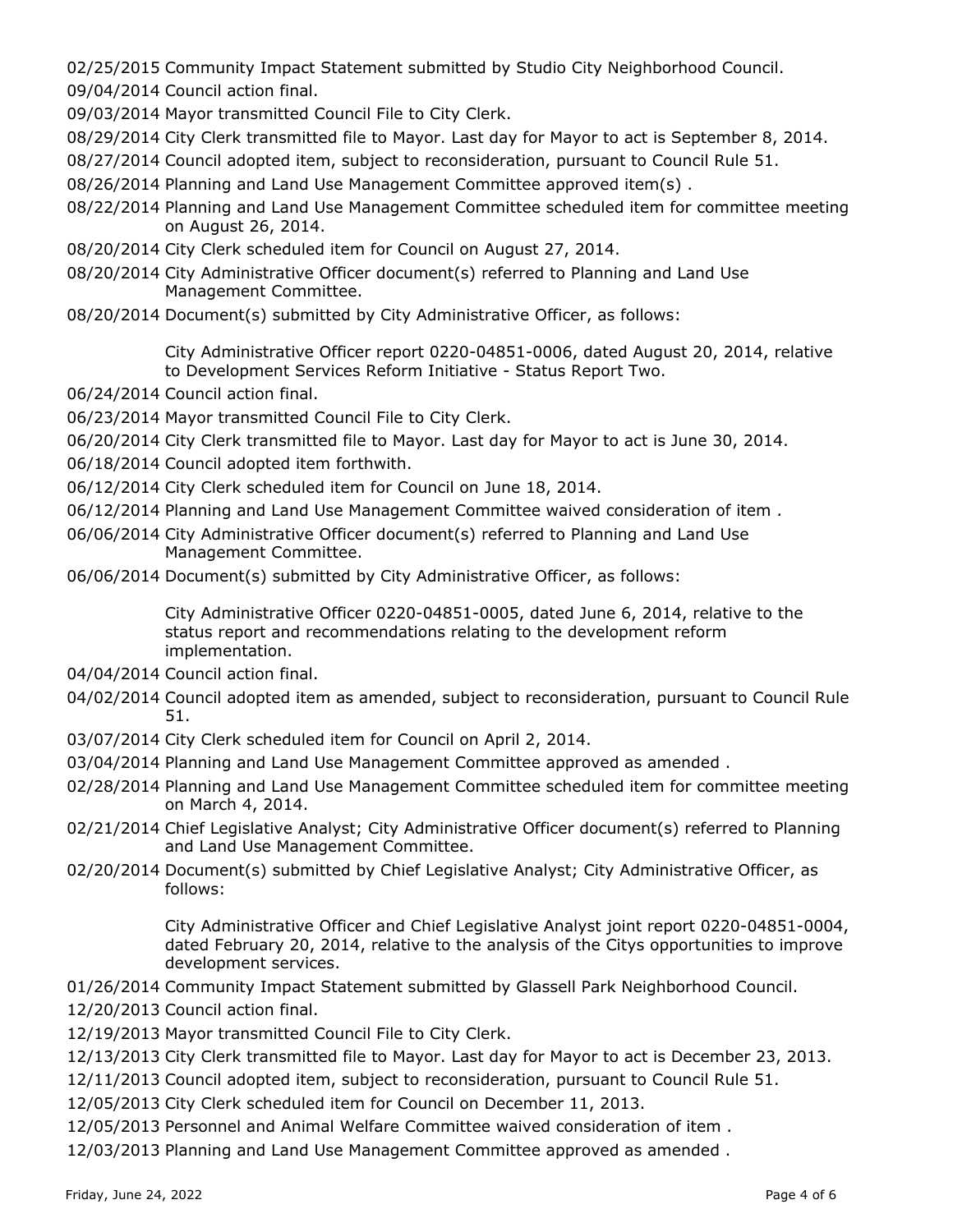02/25/2015 Community Impact Statement submitted by Studio City Neighborhood Council.

09/04/2014 Council action final.

09/03/2014 Mayor transmitted Council File to City Clerk.

08/29/2014 City Clerk transmitted file to Mayor. Last day for Mayor to act is September 8, 2014.

08/27/2014 Council adopted item, subject to reconsideration, pursuant to Council Rule 51.

08/26/2014 Planning and Land Use Management Committee approved item(s) .

08/22/2014 Planning and Land Use Management Committee scheduled item for committee meeting on August 26, 2014.

08/20/2014 City Clerk scheduled item for Council on August 27, 2014.

08/20/2014 City Administrative Officer document(s) referred to Planning and Land Use Management Committee.

08/20/2014 Document(s) submitted by City Administrative Officer, as follows:

City Administrative Officer report 0220-04851-0006, dated August 20, 2014, relative to Development Services Reform Initiative - Status Report Two.

06/24/2014 Council action final.

06/23/2014 Mayor transmitted Council File to City Clerk.

06/20/2014 City Clerk transmitted file to Mayor. Last day for Mayor to act is June 30, 2014.

06/18/2014 Council adopted item forthwith.

06/12/2014 City Clerk scheduled item for Council on June 18, 2014.

06/12/2014 Planning and Land Use Management Committee waived consideration of item .

06/06/2014 City Administrative Officer document(s) referred to Planning and Land Use Management Committee.

06/06/2014 Document(s) submitted by City Administrative Officer, as follows:

City Administrative Officer 0220-04851-0005, dated June 6, 2014, relative to the status report and recommendations relating to the development reform implementation.

04/04/2014 Council action final.

04/02/2014 Council adopted item as amended, subject to reconsideration, pursuant to Council Rule 51.

03/07/2014 City Clerk scheduled item for Council on April 2, 2014.

03/04/2014 Planning and Land Use Management Committee approved as amended .

02/28/2014 Planning and Land Use Management Committee scheduled item for committee meeting on March 4, 2014.

02/21/2014 Chief Legislative Analyst; City Administrative Officer document(s) referred to Planning and Land Use Management Committee.

02/20/2014 Document(s) submitted by Chief Legislative Analyst; City Administrative Officer, as follows:

City Administrative Officer and Chief Legislative Analyst joint report 0220-04851-0004, dated February 20, 2014, relative to the analysis of the Citys opportunities to improve development services.

01/26/2014 Community Impact Statement submitted by Glassell Park Neighborhood Council.

12/20/2013 Council action final.

12/19/2013 Mayor transmitted Council File to City Clerk.

12/13/2013 City Clerk transmitted file to Mayor. Last day for Mayor to act is December 23, 2013.

12/11/2013 Council adopted item, subject to reconsideration, pursuant to Council Rule 51.

12/05/2013 City Clerk scheduled item for Council on December 11, 2013.

12/05/2013 Personnel and Animal Welfare Committee waived consideration of item .

12/03/2013 Planning and Land Use Management Committee approved as amended .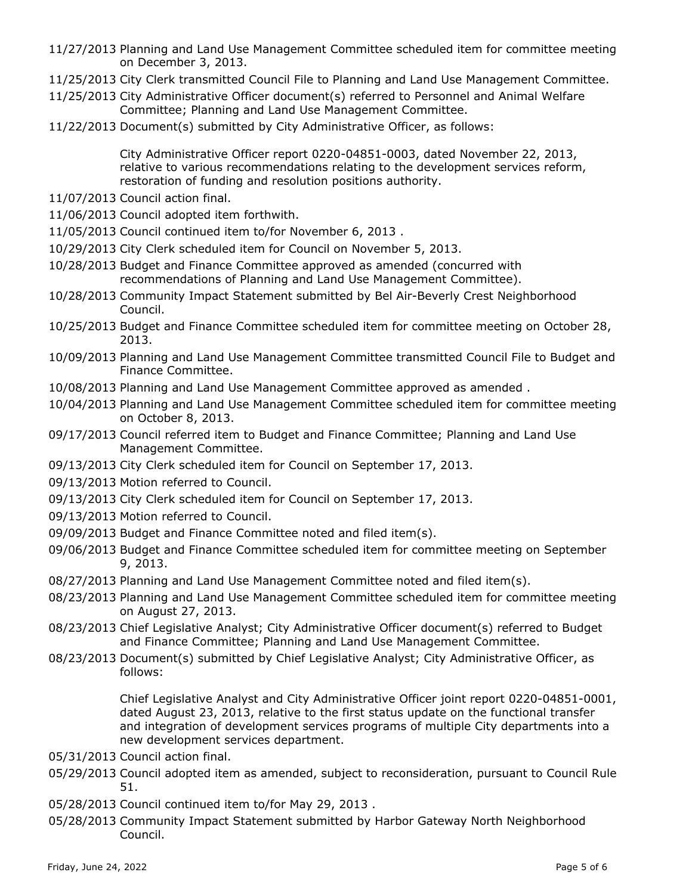11/27/2013 Planning and Land Use Management Committee scheduled item for committee meeting on December 3, 2013.

11/25/2013 City Clerk transmitted Council File to Planning and Land Use Management Committee.

11/25/2013 City Administrative Officer document(s) referred to Personnel and Animal Welfare Committee; Planning and Land Use Management Committee.

11/22/2013 Document(s) submitted by City Administrative Officer, as follows:

City Administrative Officer report 0220-04851-0003, dated November 22, 2013, relative to various recommendations relating to the development services reform, restoration of funding and resolution positions authority.

11/07/2013 Council action final.

11/06/2013 Council adopted item forthwith.

11/05/2013 Council continued item to/for November 6, 2013 .

10/29/2013 City Clerk scheduled item for Council on November 5, 2013.

10/28/2013 Budget and Finance Committee approved as amended (concurred with recommendations of Planning and Land Use Management Committee).

10/28/2013 Community Impact Statement submitted by Bel Air-Beverly Crest Neighborhood Council.

10/25/2013 Budget and Finance Committee scheduled item for committee meeting on October 28, 2013.

10/09/2013 Planning and Land Use Management Committee transmitted Council File to Budget and Finance Committee.

10/08/2013 Planning and Land Use Management Committee approved as amended .

10/04/2013 Planning and Land Use Management Committee scheduled item for committee meeting on October 8, 2013.

09/17/2013 Council referred item to Budget and Finance Committee; Planning and Land Use Management Committee.

09/13/2013 City Clerk scheduled item for Council on September 17, 2013.

09/13/2013 Motion referred to Council.

09/13/2013 City Clerk scheduled item for Council on September 17, 2013.

09/13/2013 Motion referred to Council.

09/09/2013 Budget and Finance Committee noted and filed item(s).

09/06/2013 Budget and Finance Committee scheduled item for committee meeting on September 9, 2013.

08/27/2013 Planning and Land Use Management Committee noted and filed item(s).

08/23/2013 Planning and Land Use Management Committee scheduled item for committee meeting on August 27, 2013.

08/23/2013 Chief Legislative Analyst; City Administrative Officer document(s) referred to Budget and Finance Committee; Planning and Land Use Management Committee.

08/23/2013 Document(s) submitted by Chief Legislative Analyst; City Administrative Officer, as follows:

Chief Legislative Analyst and City Administrative Officer joint report 0220-04851-0001, dated August 23, 2013, relative to the first status update on the functional transfer and integration of development services programs of multiple City departments into a new development services department.

05/31/2013 Council action final.

05/29/2013 Council adopted item as amended, subject to reconsideration, pursuant to Council Rule 51.

05/28/2013 Council continued item to/for May 29, 2013 .

05/28/2013 Community Impact Statement submitted by Harbor Gateway North Neighborhood Council.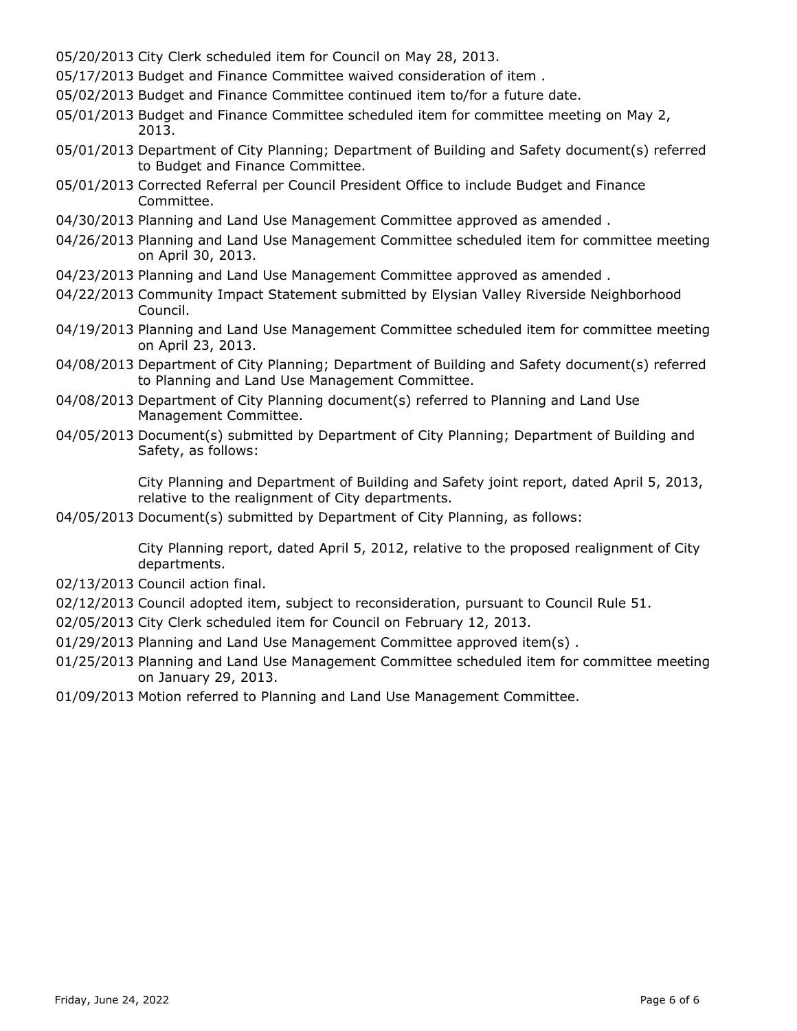05/20/2013 City Clerk scheduled item for Council on May 28, 2013.

05/17/2013 Budget and Finance Committee waived consideration of item .

05/02/2013 Budget and Finance Committee continued item to/for a future date.

05/01/2013 Budget and Finance Committee scheduled item for committee meeting on May 2, 2013.

05/01/2013 Department of City Planning; Department of Building and Safety document(s) referred to Budget and Finance Committee.

05/01/2013 Corrected Referral per Council President Office to include Budget and Finance Committee.

04/30/2013 Planning and Land Use Management Committee approved as amended .

04/26/2013 Planning and Land Use Management Committee scheduled item for committee meeting on April 30, 2013.

04/23/2013 Planning and Land Use Management Committee approved as amended .

04/22/2013 Community Impact Statement submitted by Elysian Valley Riverside Neighborhood Council.

04/19/2013 Planning and Land Use Management Committee scheduled item for committee meeting on April 23, 2013.

04/08/2013 Department of City Planning; Department of Building and Safety document(s) referred to Planning and Land Use Management Committee.

04/08/2013 Department of City Planning document(s) referred to Planning and Land Use Management Committee.

04/05/2013 Document(s) submitted by Department of City Planning; Department of Building and Safety, as follows:

City Planning and Department of Building and Safety joint report, dated April 5, 2013, relative to the realignment of City departments.

04/05/2013 Document(s) submitted by Department of City Planning, as follows:

City Planning report, dated April 5, 2012, relative to the proposed realignment of City departments.

02/13/2013 Council action final.

02/12/2013 Council adopted item, subject to reconsideration, pursuant to Council Rule 51.

02/05/2013 City Clerk scheduled item for Council on February 12, 2013.

01/29/2013 Planning and Land Use Management Committee approved item(s) .

01/25/2013 Planning and Land Use Management Committee scheduled item for committee meeting on January 29, 2013.

01/09/2013 Motion referred to Planning and Land Use Management Committee.